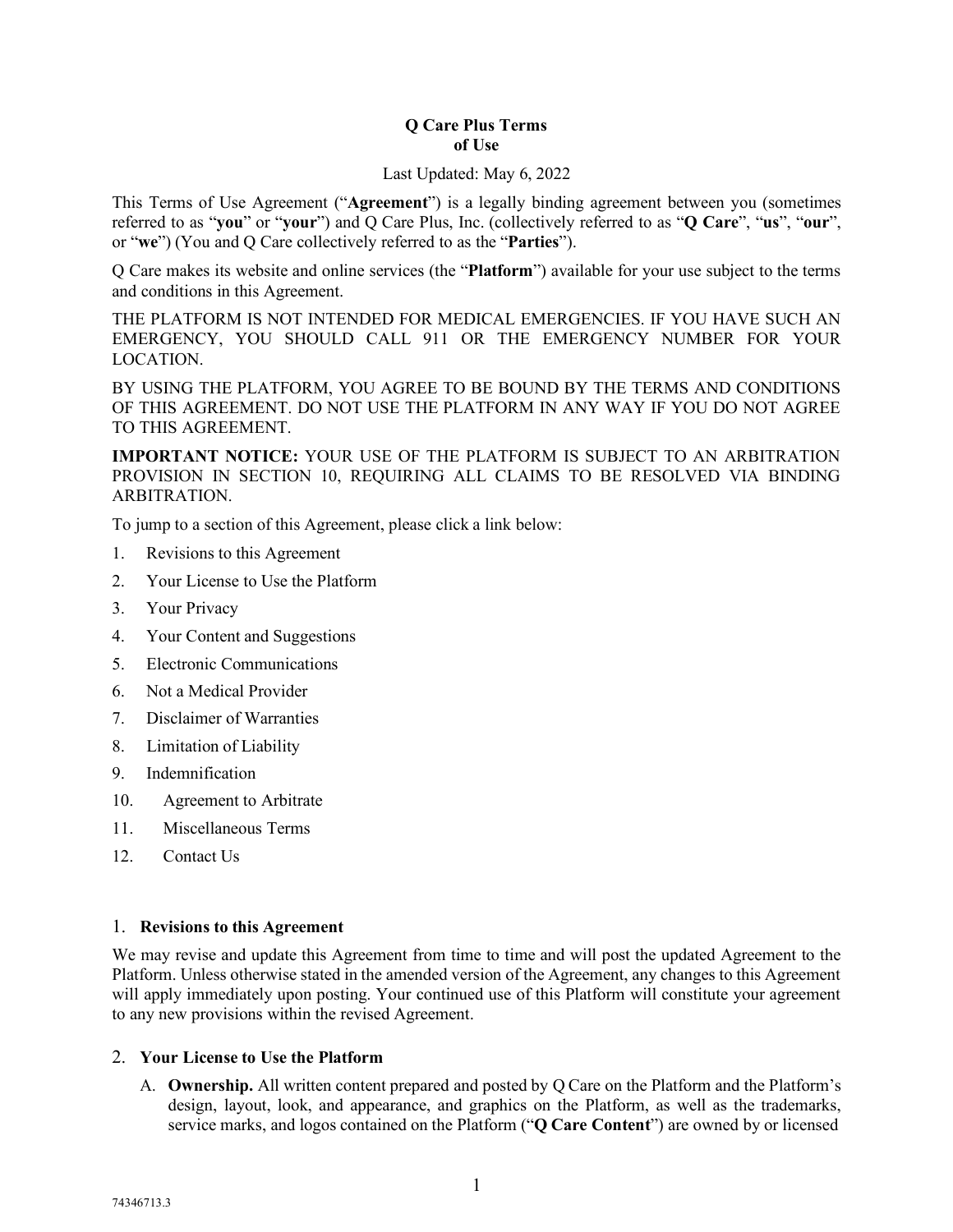# Q Care Plus Terms of Use

Last Updated: May 6, 2022

This Terms of Use Agreement ("**Agreement**") is a legally binding agreement between you (sometimes referred to as "**you**" or "**your**") and Q Care Plus, Inc. (collectively referred to as "**Q Care**", "**us**", "**our**", or "**we**") (You and Q Care collectively referred to as the "**Parties**").

Q Care makes its website and online services (the "**Platform**") available for your use subject to the terms and conditions in this Agreement.

THE PLATFORM IS NOT INTENDED FOR MEDICAL EMERGENCIES. IF YOU HAVE SUCH AN EMERGENCY, YOU SHOULD CALL 911 OR THE EMERGENCY NUMBER FOR YOUR LOCATION.

BY USING THE PLATFORM, YOU AGREE TO BE BOUND BY THE TERMS AND CONDITIONS OF THIS AGREEMENT. DO NOT USE THE PLATFORM IN ANY WAY IF YOU DO NOT AGREE TO THIS AGREEMENT.

**IMPORTANT NOTICE:** YOUR USE OF THE PLATFORM IS SUBJECT TO AN ARBITRATION PROVISION IN SECTION 10, REQUIRING ALL CLAIMS TO BE RESOLVED VIA BINDING ARBITRATION.

To jump to a section of this Agreement, please click a link below:

1. Revisions to this Agreement
2. Your License to Use the Platform
3. Your Privacy
4. Your Content and Suggestions
5. Electronic Communications
6. Not a Medical Provider
7. Disclaimer of Warranties
8. Limitation of Liability
9. Indemnification
10. Agreement to Arbitrate
11. Miscellaneous Terms
12. Contact Us

## 1. Revisions to this Agreement

We may revise and update this Agreement from time to time and will post the updated Agreement to the Platform. Unless otherwise stated in the amended version of the Agreement, any changes to this Agreement will apply immediately upon posting. Your continued use of this Platform will constitute your agreement to any new provisions within the revised Agreement.

## 2. Your License to Use the Platform

A. **Ownership.** All written content prepared and posted by Q Care on the Platform and the Platform's design, layout, look, and appearance, and graphics on the Platform, as well as the trademarks, service marks, and logos contained on the Platform ("**Q Care Content**") are owned by or licensed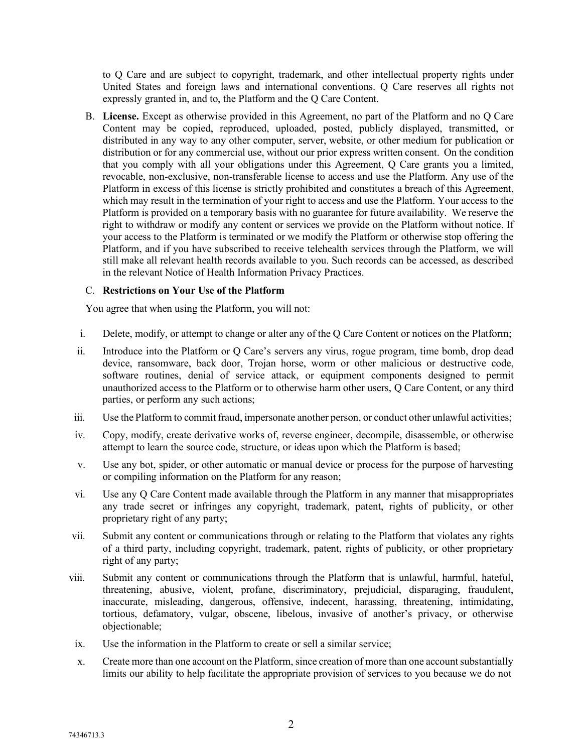to Q Care and are subject to copyright, trademark, and other intellectual property rights under United States and foreign laws and international conventions. Q Care reserves all rights not expressly granted in, and to, the Platform and the Q Care Content.

B. **License.** Except as otherwise provided in this Agreement, no part of the Platform and no Q Care Content may be copied, reproduced, uploaded, posted, publicly displayed, transmitted, or distributed in any way to any other computer, server, website, or other medium for publication or distribution or for any commercial use, without our prior express written consent. On the condition that you comply with all your obligations under this Agreement, Q Care grants you a limited, revocable, non-exclusive, non-transferable license to access and use the Platform. Any use of the Platform in excess of this license is strictly prohibited and constitutes a breach of this Agreement, which may result in the termination of your right to access and use the Platform. Your access to the Platform is provided on a temporary basis with no guarantee for future availability. We reserve the right to withdraw or modify any content or services we provide on the Platform without notice. If your access to the Platform is terminated or we modify the Platform or otherwise stop offering the Platform, and if you have subscribed to receive telehealth services through the Platform, we will still make all relevant health records available to you. Such records can be accessed, as described in the relevant Notice of Health Information Privacy Practices.

C. **Restrictions on Your Use of the Platform**

You agree that when using the Platform, you will not:

i. Delete, modify, or attempt to change or alter any of the Q Care Content or notices on the Platform;

ii. Introduce into the Platform or Q Care's servers any virus, rogue program, time bomb, drop dead device, ransomware, back door, Trojan horse, worm or other malicious or destructive code, software routines, denial of service attack, or equipment components designed to permit unauthorized access to the Platform or to otherwise harm other users, Q Care Content, or any third parties, or perform any such actions;

iii. Use the Platform to commit fraud, impersonate another person, or conduct other unlawful activities;

iv. Copy, modify, create derivative works of, reverse engineer, decompile, disassemble, or otherwise attempt to learn the source code, structure, or ideas upon which the Platform is based;

v. Use any bot, spider, or other automatic or manual device or process for the purpose of harvesting or compiling information on the Platform for any reason;

vi. Use any Q Care Content made available through the Platform in any manner that misappropriates any trade secret or infringes any copyright, trademark, patent, rights of publicity, or other proprietary right of any party;

vii. Submit any content or communications through or relating to the Platform that violates any rights of a third party, including copyright, trademark, patent, rights of publicity, or other proprietary right of any party;

viii. Submit any content or communications through the Platform that is unlawful, harmful, hateful, threatening, abusive, violent, profane, discriminatory, prejudicial, disparaging, fraudulent, inaccurate, misleading, dangerous, offensive, indecent, harassing, threatening, intimidating, tortious, defamatory, vulgar, obscene, libelous, invasive of another's privacy, or otherwise objectionable;

ix. Use the information in the Platform to create or sell a similar service;

x. Create more than one account on the Platform, since creation of more than one account substantially limits our ability to help facilitate the appropriate provision of services to you because we do not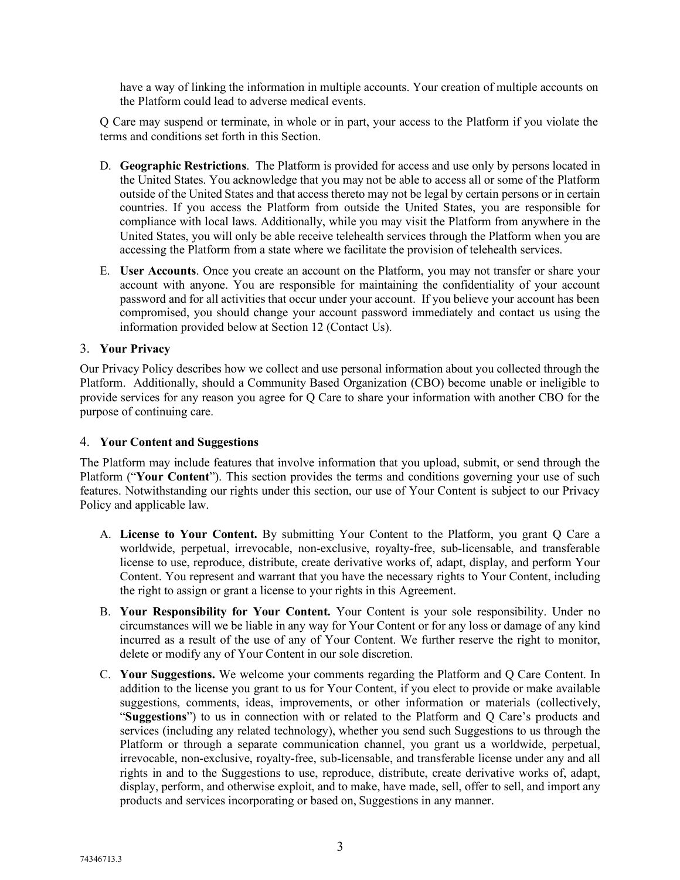have a way of linking the information in multiple accounts. Your creation of multiple accounts on the Platform could lead to adverse medical events.

Q Care may suspend or terminate, in whole or in part, your access to the Platform if you violate the terms and conditions set forth in this Section.

D. **Geographic Restrictions**. The Platform is provided for access and use only by persons located in the United States. You acknowledge that you may not be able to access all or some of the Platform outside of the United States and that access thereto may not be legal by certain persons or in certain countries. If you access the Platform from outside the United States, you are responsible for compliance with local laws. Additionally, while you may visit the Platform from anywhere in the United States, you will only be able receive telehealth services through the Platform when you are accessing the Platform from a state where we facilitate the provision of telehealth services.

E. **User Accounts**. Once you create an account on the Platform, you may not transfer or share your account with anyone. You are responsible for maintaining the confidentiality of your account password and for all activities that occur under your account. If you believe your account has been compromised, you should change your account password immediately and contact us using the information provided below at Section 12 (Contact Us).

## 3. **Your Privacy**

Our Privacy Policy describes how we collect and use personal information about you collected through the Platform. Additionally, should a Community Based Organization (CBO) become unable or ineligible to provide services for any reason you agree for Q Care to share your information with another CBO for the purpose of continuing care.

## 4. **Your Content and Suggestions**

The Platform may include features that involve information that you upload, submit, or send through the Platform ("**Your Content**"). This section provides the terms and conditions governing your use of such features. Notwithstanding our rights under this section, our use of Your Content is subject to our Privacy Policy and applicable law.

A. **License to Your Content.** By submitting Your Content to the Platform, you grant Q Care a worldwide, perpetual, irrevocable, non-exclusive, royalty-free, sub-licensable, and transferable license to use, reproduce, distribute, create derivative works of, adapt, display, and perform Your Content. You represent and warrant that you have the necessary rights to Your Content, including the right to assign or grant a license to your rights in this Agreement.

B. **Your Responsibility for Your Content.** Your Content is your sole responsibility. Under no circumstances will we be liable in any way for Your Content or for any loss or damage of any kind incurred as a result of the use of any of Your Content. We further reserve the right to monitor, delete or modify any of Your Content in our sole discretion.

C. **Your Suggestions.** We welcome your comments regarding the Platform and Q Care Content. In addition to the license you grant to us for Your Content, if you elect to provide or make available suggestions, comments, ideas, improvements, or other information or materials (collectively, "**Suggestions**") to us in connection with or related to the Platform and Q Care's products and services (including any related technology), whether you send such Suggestions to us through the Platform or through a separate communication channel, you grant us a worldwide, perpetual, irrevocable, non-exclusive, royalty-free, sub-licensable, and transferable license under any and all rights in and to the Suggestions to use, reproduce, distribute, create derivative works of, adapt, display, perform, and otherwise exploit, and to make, have made, sell, offer to sell, and import any products and services incorporating or based on, Suggestions in any manner.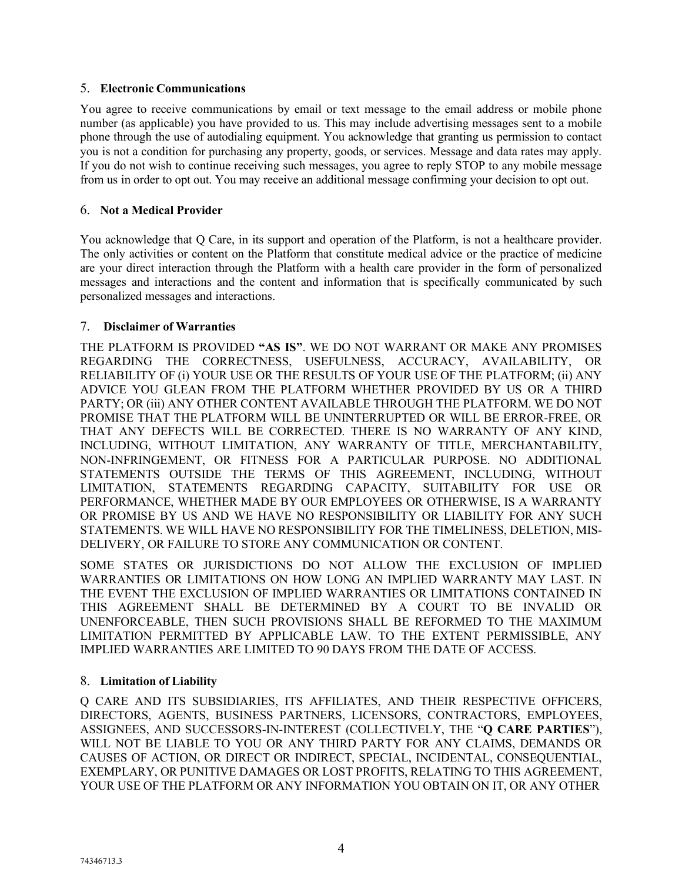## 5. Electronic Communications

You agree to receive communications by email or text message to the email address or mobile phone number (as applicable) you have provided to us. This may include advertising messages sent to a mobile phone through the use of autodialing equipment. You acknowledge that granting us permission to contact you is not a condition for purchasing any property, goods, or services. Message and data rates may apply. If you do not wish to continue receiving such messages, you agree to reply STOP to any mobile message from us in order to opt out. You may receive an additional message confirming your decision to opt out.

## 6. Not a Medical Provider

You acknowledge that Q Care, in its support and operation of the Platform, is not a healthcare provider. The only activities or content on the Platform that constitute medical advice or the practice of medicine are your direct interaction through the Platform with a health care provider in the form of personalized messages and interactions and the content and information that is specifically communicated by such personalized messages and interactions.

## 7. Disclaimer of Warranties

THE PLATFORM IS PROVIDED **"AS IS"**. WE DO NOT WARRANT OR MAKE ANY PROMISES REGARDING THE CORRECTNESS, USEFULNESS, ACCURACY, AVAILABILITY, OR RELIABILITY OF (i) YOUR USE OR THE RESULTS OF YOUR USE OF THE PLATFORM; (ii) ANY ADVICE YOU GLEAN FROM THE PLATFORM WHETHER PROVIDED BY US OR A THIRD PARTY; OR (iii) ANY OTHER CONTENT AVAILABLE THROUGH THE PLATFORM. WE DO NOT PROMISE THAT THE PLATFORM WILL BE UNINTERRUPTED OR WILL BE ERROR-FREE, OR THAT ANY DEFECTS WILL BE CORRECTED. THERE IS NO WARRANTY OF ANY KIND, INCLUDING, WITHOUT LIMITATION, ANY WARRANTY OF TITLE, MERCHANTABILITY, NON-INFRINGEMENT, OR FITNESS FOR A PARTICULAR PURPOSE. NO ADDITIONAL STATEMENTS OUTSIDE THE TERMS OF THIS AGREEMENT, INCLUDING, WITHOUT LIMITATION, STATEMENTS REGARDING CAPACITY, SUITABILITY FOR USE OR PERFORMANCE, WHETHER MADE BY OUR EMPLOYEES OR OTHERWISE, IS A WARRANTY OR PROMISE BY US AND WE HAVE NO RESPONSIBILITY OR LIABILITY FOR ANY SUCH STATEMENTS. WE WILL HAVE NO RESPONSIBILITY FOR THE TIMELINESS, DELETION, MIS-DELIVERY, OR FAILURE TO STORE ANY COMMUNICATION OR CONTENT.

SOME STATES OR JURISDICTIONS DO NOT ALLOW THE EXCLUSION OF IMPLIED WARRANTIES OR LIMITATIONS ON HOW LONG AN IMPLIED WARRANTY MAY LAST. IN THE EVENT THE EXCLUSION OF IMPLIED WARRANTIES OR LIMITATIONS CONTAINED IN THIS AGREEMENT SHALL BE DETERMINED BY A COURT TO BE INVALID OR UNENFORCEABLE, THEN SUCH PROVISIONS SHALL BE REFORMED TO THE MAXIMUM LIMITATION PERMITTED BY APPLICABLE LAW. TO THE EXTENT PERMISSIBLE, ANY IMPLIED WARRANTIES ARE LIMITED TO 90 DAYS FROM THE DATE OF ACCESS.

## 8. Limitation of Liability

Q CARE AND ITS SUBSIDIARIES, ITS AFFILIATES, AND THEIR RESPECTIVE OFFICERS, DIRECTORS, AGENTS, BUSINESS PARTNERS, LICENSORS, CONTRACTORS, EMPLOYEES, ASSIGNEES, AND SUCCESSORS-IN-INTEREST (COLLECTIVELY, THE "**Q CARE PARTIES**"), WILL NOT BE LIABLE TO YOU OR ANY THIRD PARTY FOR ANY CLAIMS, DEMANDS OR CAUSES OF ACTION, OR DIRECT OR INDIRECT, SPECIAL, INCIDENTAL, CONSEQUENTIAL, EXEMPLARY, OR PUNITIVE DAMAGES OR LOST PROFITS, RELATING TO THIS AGREEMENT, YOUR USE OF THE PLATFORM OR ANY INFORMATION YOU OBTAIN ON IT, OR ANY OTHER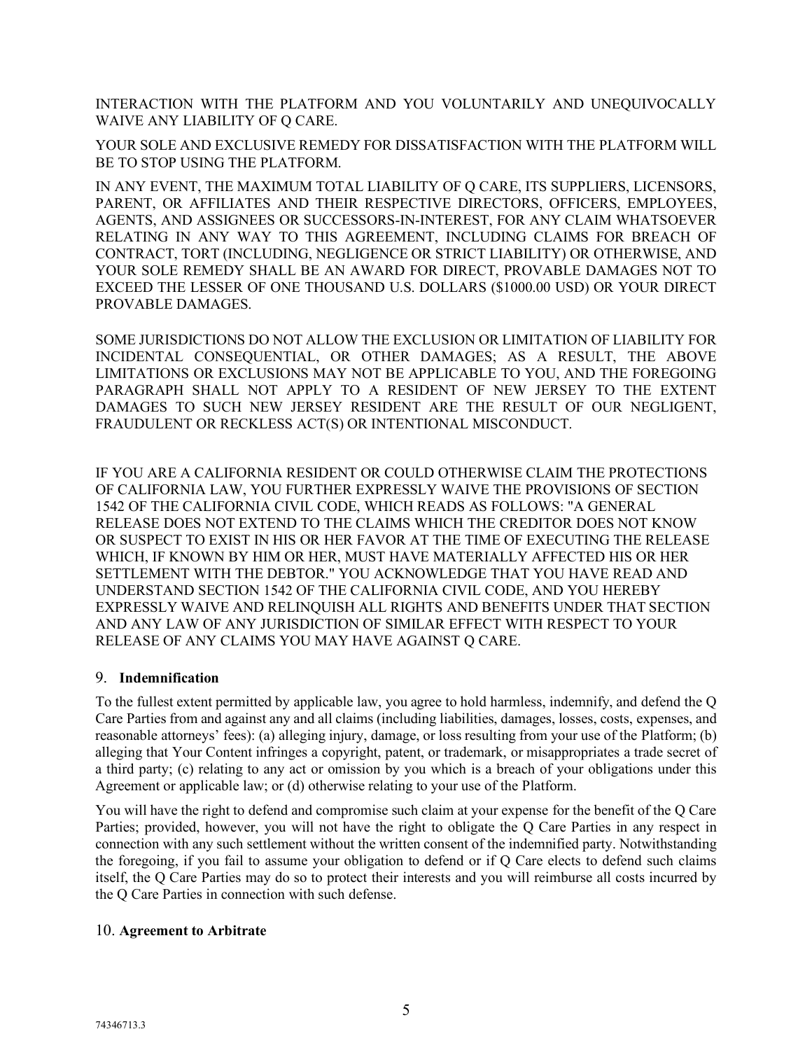INTERACTION WITH THE PLATFORM AND YOU VOLUNTARILY AND UNEQUIVOCALLY WAIVE ANY LIABILITY OF Q CARE.

YOUR SOLE AND EXCLUSIVE REMEDY FOR DISSATISFACTION WITH THE PLATFORM WILL BE TO STOP USING THE PLATFORM.

IN ANY EVENT, THE MAXIMUM TOTAL LIABILITY OF Q CARE, ITS SUPPLIERS, LICENSORS, PARENT, OR AFFILIATES AND THEIR RESPECTIVE DIRECTORS, OFFICERS, EMPLOYEES, AGENTS, AND ASSIGNEES OR SUCCESSORS-IN-INTEREST, FOR ANY CLAIM WHATSOEVER RELATING IN ANY WAY TO THIS AGREEMENT, INCLUDING CLAIMS FOR BREACH OF CONTRACT, TORT (INCLUDING, NEGLIGENCE OR STRICT LIABILITY) OR OTHERWISE, AND YOUR SOLE REMEDY SHALL BE AN AWARD FOR DIRECT, PROVABLE DAMAGES NOT TO EXCEED THE LESSER OF ONE THOUSAND U.S. DOLLARS ($1000.00 USD) OR YOUR DIRECT PROVABLE DAMAGES.

SOME JURISDICTIONS DO NOT ALLOW THE EXCLUSION OR LIMITATION OF LIABILITY FOR INCIDENTAL CONSEQUENTIAL, OR OTHER DAMAGES; AS A RESULT, THE ABOVE LIMITATIONS OR EXCLUSIONS MAY NOT BE APPLICABLE TO YOU, AND THE FOREGOING PARAGRAPH SHALL NOT APPLY TO A RESIDENT OF NEW JERSEY TO THE EXTENT DAMAGES TO SUCH NEW JERSEY RESIDENT ARE THE RESULT OF OUR NEGLIGENT, FRAUDULENT OR RECKLESS ACT(S) OR INTENTIONAL MISCONDUCT.

IF YOU ARE A CALIFORNIA RESIDENT OR COULD OTHERWISE CLAIM THE PROTECTIONS OF CALIFORNIA LAW, YOU FURTHER EXPRESSLY WAIVE THE PROVISIONS OF SECTION 1542 OF THE CALIFORNIA CIVIL CODE, WHICH READS AS FOLLOWS: "A GENERAL RELEASE DOES NOT EXTEND TO THE CLAIMS WHICH THE CREDITOR DOES NOT KNOW OR SUSPECT TO EXIST IN HIS OR HER FAVOR AT THE TIME OF EXECUTING THE RELEASE WHICH, IF KNOWN BY HIM OR HER, MUST HAVE MATERIALLY AFFECTED HIS OR HER SETTLEMENT WITH THE DEBTOR." YOU ACKNOWLEDGE THAT YOU HAVE READ AND UNDERSTAND SECTION 1542 OF THE CALIFORNIA CIVIL CODE, AND YOU HEREBY EXPRESSLY WAIVE AND RELINQUISH ALL RIGHTS AND BENEFITS UNDER THAT SECTION AND ANY LAW OF ANY JURISDICTION OF SIMILAR EFFECT WITH RESPECT TO YOUR RELEASE OF ANY CLAIMS YOU MAY HAVE AGAINST Q CARE.

## 9. **Indemnification**

To the fullest extent permitted by applicable law, you agree to hold harmless, indemnify, and defend the Q Care Parties from and against any and all claims (including liabilities, damages, losses, costs, expenses, and reasonable attorneys' fees): (a) alleging injury, damage, or loss resulting from your use of the Platform; (b) alleging that Your Content infringes a copyright, patent, or trademark, or misappropriates a trade secret of a third party; (c) relating to any act or omission by you which is a breach of your obligations under this Agreement or applicable law; or (d) otherwise relating to your use of the Platform.

You will have the right to defend and compromise such claim at your expense for the benefit of the Q Care Parties; provided, however, you will not have the right to obligate the Q Care Parties in any respect in connection with any such settlement without the written consent of the indemnified party. Notwithstanding the foregoing, if you fail to assume your obligation to defend or if Q Care elects to defend such claims itself, the Q Care Parties may do so to protect their interests and you will reimburse all costs incurred by the Q Care Parties in connection with such defense.

## 10. **Agreement to Arbitrate**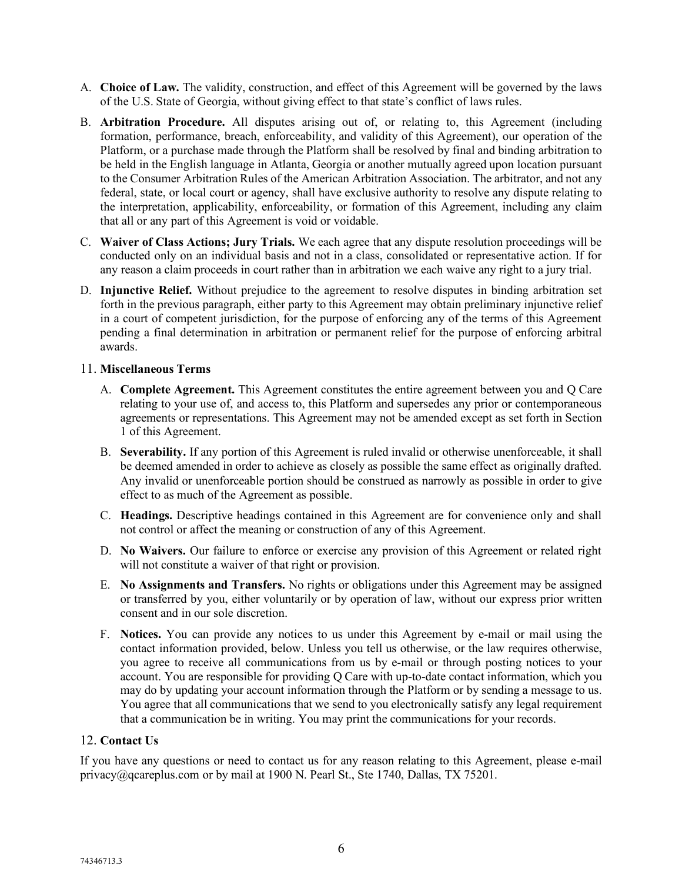A. **Choice of Law.** The validity, construction, and effect of this Agreement will be governed by the laws of the U.S. State of Georgia, without giving effect to that state's conflict of laws rules.

B. **Arbitration Procedure.** All disputes arising out of, or relating to, this Agreement (including formation, performance, breach, enforceability, and validity of this Agreement), our operation of the Platform, or a purchase made through the Platform shall be resolved by final and binding arbitration to be held in the English language in Atlanta, Georgia or another mutually agreed upon location pursuant to the Consumer Arbitration Rules of the American Arbitration Association. The arbitrator, and not any federal, state, or local court or agency, shall have exclusive authority to resolve any dispute relating to the interpretation, applicability, enforceability, or formation of this Agreement, including any claim that all or any part of this Agreement is void or voidable.

C. **Waiver of Class Actions; Jury Trials.** We each agree that any dispute resolution proceedings will be conducted only on an individual basis and not in a class, consolidated or representative action. If for any reason a claim proceeds in court rather than in arbitration we each waive any right to a jury trial.

D. **Injunctive Relief.** Without prejudice to the agreement to resolve disputes in binding arbitration set forth in the previous paragraph, either party to this Agreement may obtain preliminary injunctive relief in a court of competent jurisdiction, for the purpose of enforcing any of the terms of this Agreement pending a final determination in arbitration or permanent relief for the purpose of enforcing arbitral awards.

## 11. Miscellaneous Terms

A. **Complete Agreement.** This Agreement constitutes the entire agreement between you and Q Care relating to your use of, and access to, this Platform and supersedes any prior or contemporaneous agreements or representations. This Agreement may not be amended except as set forth in Section 1 of this Agreement.

B. **Severability.** If any portion of this Agreement is ruled invalid or otherwise unenforceable, it shall be deemed amended in order to achieve as closely as possible the same effect as originally drafted. Any invalid or unenforceable portion should be construed as narrowly as possible in order to give effect to as much of the Agreement as possible.

C. **Headings.** Descriptive headings contained in this Agreement are for convenience only and shall not control or affect the meaning or construction of any of this Agreement.

D. **No Waivers.** Our failure to enforce or exercise any provision of this Agreement or related right will not constitute a waiver of that right or provision.

E. **No Assignments and Transfers.** No rights or obligations under this Agreement may be assigned or transferred by you, either voluntarily or by operation of law, without our express prior written consent and in our sole discretion.

F. **Notices.** You can provide any notices to us under this Agreement by e-mail or mail using the contact information provided, below. Unless you tell us otherwise, or the law requires otherwise, you agree to receive all communications from us by e-mail or through posting notices to your account. You are responsible for providing Q Care with up-to-date contact information, which you may do by updating your account information through the Platform or by sending a message to us. You agree that all communications that we send to you electronically satisfy any legal requirement that a communication be in writing. You may print the communications for your records.

## 12. Contact Us

If you have any questions or need to contact us for any reason relating to this Agreement, please e-mail privacy@qcareplus.com or by mail at 1900 N. Pearl St., Ste 1740, Dallas, TX 75201.

74346713.3